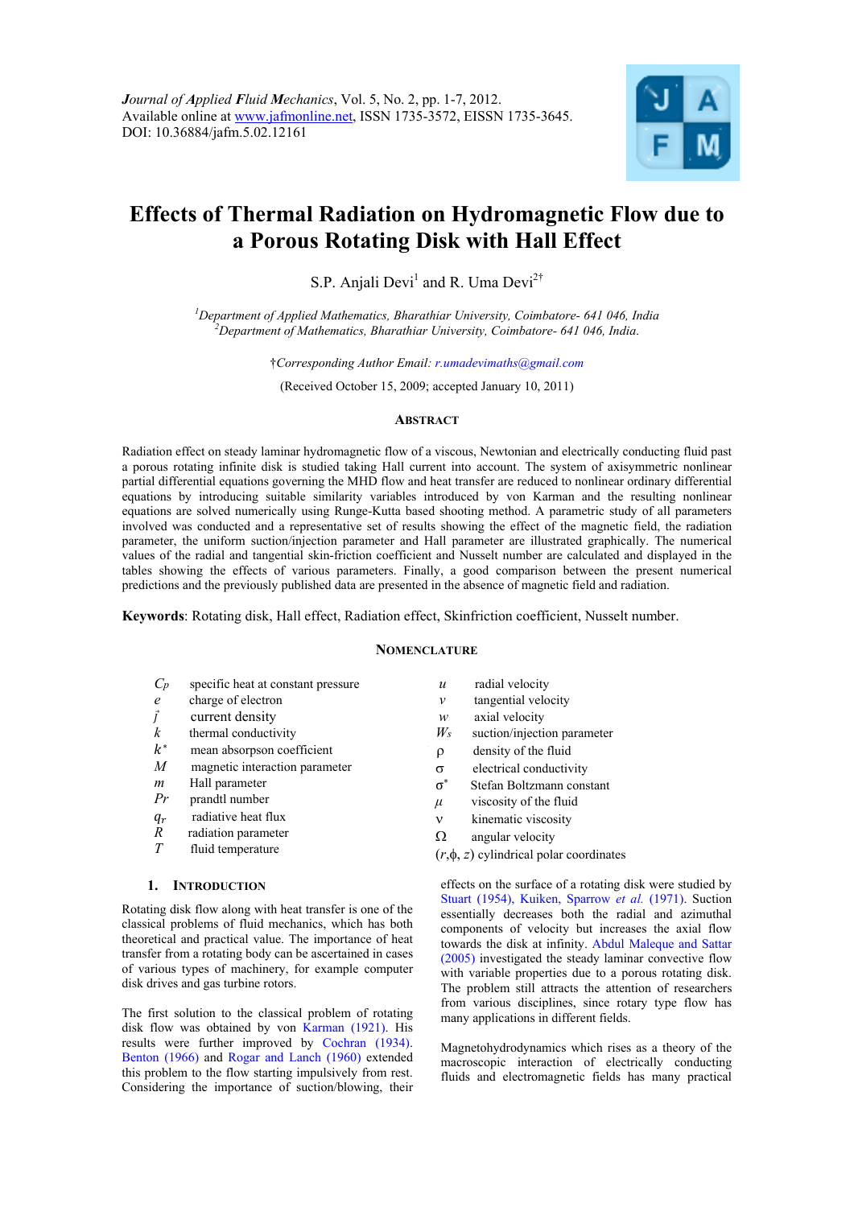*Journal of Applied Fluid Mechanics*, Vol. 5, No. 2, pp. 1-7, 2012.
Available online at www.jafmonline.net, ISSN 1735-3572, EISSN 1735-3645.
DOI: 10.36884/jafm.5.02.12161

# Effects of Thermal Radiation on Hydromagnetic Flow due to a Porous Rotating Disk with Hall Effect

S.P. Anjali Devi[1] and R. Uma Devi[2†]

[1]*Department of Applied Mathematics, Bharathiar University, Coimbatore- 641 046, India*
[2]*Department of Mathematics, Bharathiar University, Coimbatore- 641 046, India.*

†*Corresponding Author Email: r.umadevimaths@gmail.com*

(Received October 15, 2009; accepted January 10, 2011)

## Abstract

Radiation effect on steady laminar hydromagnetic flow of a viscous, Newtonian and electrically conducting fluid past a porous rotating infinite disk is studied taking Hall current into account. The system of axisymmetric nonlinear partial differential equations governing the MHD flow and heat transfer are reduced to nonlinear ordinary differential equations by introducing suitable similarity variables introduced by von Karman and the resulting nonlinear equations are solved numerically using Runge-Kutta based shooting method. A parametric study of all parameters involved was conducted and a representative set of results showing the effect of the magnetic field, the radiation parameter, the uniform suction/injection parameter and Hall parameter are illustrated graphically. The numerical values of the radial and tangential skin-friction coefficient and Nusselt number are calculated and displayed in the tables showing the effects of various parameters. Finally, a good comparison between the present numerical predictions and the previously published data are presented in the absence of magnetic field and radiation.

**Keywords**: Rotating disk, Hall effect, Radiation effect, Skinfriction coefficient, Nusselt number.

## Nomenclature

| | | | |
|---|---|---|---|
| $C_p$ | specific heat at constant pressure | $u$ | radial velocity |
| $e$ | charge of electron | $v$ | tangential velocity |
| $\vec{j}$ | current density | $w$ | axial velocity |
| $k$ | thermal conductivity | $W_s$ | suction/injection parameter |
| $k^*$ | mean absorpson coefficient | $\rho$ | density of the fluid |
| $M$ | magnetic interaction parameter | $\sigma$ | electrical conductivity |
| $m$ | Hall parameter | $\sigma^*$ | Stefan Boltzmann constant |
| $Pr$ | prandtl number | $\mu$ | viscosity of the fluid |
| $q_r$ | radiative heat flux | $\nu$ | kinematic viscosity |
| $R$ | radiation parameter | $\Omega$ | angular velocity |
| $T$ | fluid temperature | $(r,\phi,z)$ | cylindrical polar coordinates |

## 1. Introduction

Rotating disk flow along with heat transfer is one of the classical problems of fluid mechanics, which has both theoretical and practical value. The importance of heat transfer from a rotating body can be ascertained in cases of various types of machinery, for example computer disk drives and gas turbine rotors.

The first solution to the classical problem of rotating disk flow was obtained by von Karman (1921). His results were further improved by Cochran (1934). Benton (1966) and Rogar and Lanch (1960) extended this problem to the flow starting impulsively from rest. Considering the importance of suction/blowing, their effects on the surface of a rotating disk were studied by Stuart (1954), Kuiken, Sparrow *et al.* (1971). Suction essentially decreases both the radial and azimuthal components of velocity but increases the axial flow towards the disk at infinity. Abdul Maleque and Sattar (2005) investigated the steady laminar convective flow with variable properties due to a porous rotating disk. The problem still attracts the attention of researchers from various disciplines, since rotary type flow has many applications in different fields.

Magnetohydrodynamics which rises as a theory of the macroscopic interaction of electrically conducting fluids and electromagnetic fields has many practical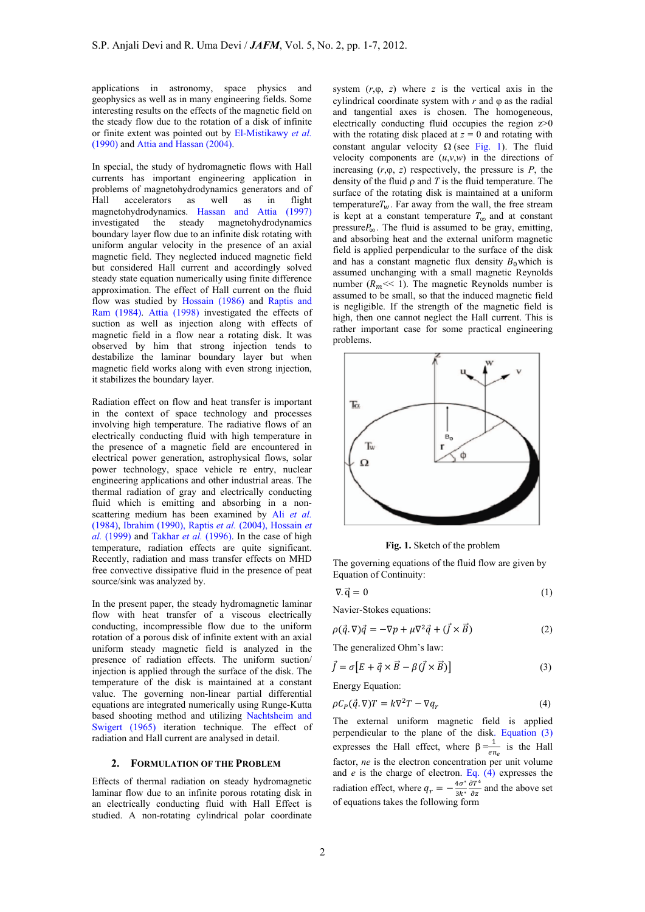applications in astronomy, space physics and geophysics as well as in many engineering fields. Some interesting results on the effects of the magnetic field on the steady flow due to the rotation of a disk of infinite or finite extent was pointed out by El-Mistikawy *et al.* (1990) and Attia and Hassan (2004).

In special, the study of hydromagnetic flows with Hall currents has important engineering application in problems of magnetohydrodynamics generators and of Hall accelerators as well as in flight magnetohydrodynamics. Hassan and Attia (1997) investigated the steady magnetohydrodynamics boundary layer flow due to an infinite disk rotating with uniform angular velocity in the presence of an axial magnetic field. They neglected induced magnetic field but considered Hall current and accordingly solved steady state equation numerically using finite difference approximation. The effect of Hall current on the fluid flow was studied by Hossain (1986) and Raptis and Ram (1984). Attia (1998) investigated the effects of suction as well as injection along with effects of magnetic field in a flow near a rotating disk. It was observed by him that strong injection tends to destabilize the laminar boundary layer but when magnetic field works along with even strong injection, it stabilizes the boundary layer.

Radiation effect on flow and heat transfer is important in the context of space technology and processes involving high temperature. The radiative flows of an electrically conducting fluid with high temperature in the presence of a magnetic field are encountered in electrical power generation, astrophysical flows, solar power technology, space vehicle re entry, nuclear engineering applications and other industrial areas. The thermal radiation of gray and electrically conducting fluid which is emitting and absorbing in a non-scattering medium has been examined by Ali *et al.* (1984), Ibrahim (1990), Raptis *et al.* (2004), Hossain *et al.* (1999) and Takhar *et al.* (1996). In the case of high temperature, radiation effects are quite significant. Recently, radiation and mass transfer effects on MHD free convective dissipative fluid in the presence of peat source/sink was analyzed by.

In the present paper, the steady hydromagnetic laminar flow with heat transfer of a viscous electrically conducting, incompressible flow due to the uniform rotation of a porous disk of infinite extent with an axial uniform steady magnetic field is analyzed in the presence of radiation effects. The uniform suction/ injection is applied through the surface of the disk. The temperature of the disk is maintained at a constant value. The governing non-linear partial differential equations are integrated numerically using Runge-Kutta based shooting method and utilizing Nachtsheim and Swigert (1965) iteration technique. The effect of radiation and Hall current are analysed in detail.

## 2. Formulation of the Problem

Effects of thermal radiation on steady hydromagnetic laminar flow due to an infinite porous rotating disk in an electrically conducting fluid with Hall Effect is studied. A non-rotating cylindrical polar coordinate system ($r$, $\varphi$, $z$) where $z$ is the vertical axis in the cylindrical coordinate system with $r$ and $\varphi$ as the radial and tangential axes is chosen. The homogeneous, electrically conducting fluid occupies the region $z>0$ with the rotating disk placed at $z = 0$ and rotating with constant angular velocity $\Omega$ (see Fig. 1). The fluid velocity components are ($u$,$v$,$w$) in the directions of increasing ($r$,$\varphi$, $z$) respectively, the pressure is $P$, the density of the fluid $\rho$ and $T$ is the fluid temperature. The surface of the rotating disk is maintained at a uniform temperature $T_w$. Far away from the wall, the free stream is kept at a constant temperature $T_\infty$ and at constant pressure $P_\infty$. The fluid is assumed to be gray, emitting, and absorbing heat and the external uniform magnetic field is applied perpendicular to the surface of the disk and has a constant magnetic flux density $B_0$ which is assumed unchanging with a small magnetic Reynolds number ($R_m << 1$). The magnetic Reynolds number is assumed to be small, so that the induced magnetic field is negligible. If the strength of the magnetic field is high, then one cannot neglect the Hall current. This is rather important case for some practical engineering problems.

**Fig. 1.** Sketch of the problem

The governing equations of the fluid flow are given by Equation of Continuity:

$$\nabla.\vec{q} = 0 \tag{1}$$

Navier-Stokes equations:

$$\rho(\vec{q}.\nabla)\vec{q} = -\nabla p + \mu\nabla^2\vec{q} + (\vec{J} \times \vec{B}) \tag{2}$$

The generalized Ohm's law:

$$\vec{J} = \sigma\left[E + \vec{q} \times \vec{B} - \beta(\vec{J} \times \vec{B})\right] \tag{3}$$

Energy Equation:

$$\rho C_P(\vec{q}.\nabla)T = k\nabla^2 T - \nabla q_r \tag{4}$$

The external uniform magnetic field is applied perpendicular to the plane of the disk. Equation (3) expresses the Hall effect, where $\beta = \frac{1}{en_e}$ is the Hall factor, $ne$ is the electron concentration per unit volume and $e$ is the charge of electron. Eq. (4) expresses the radiation effect, where $q_r = -\frac{4\sigma^*}{3k^*}\frac{\partial T^4}{\partial z}$ and the above set of equations takes the following form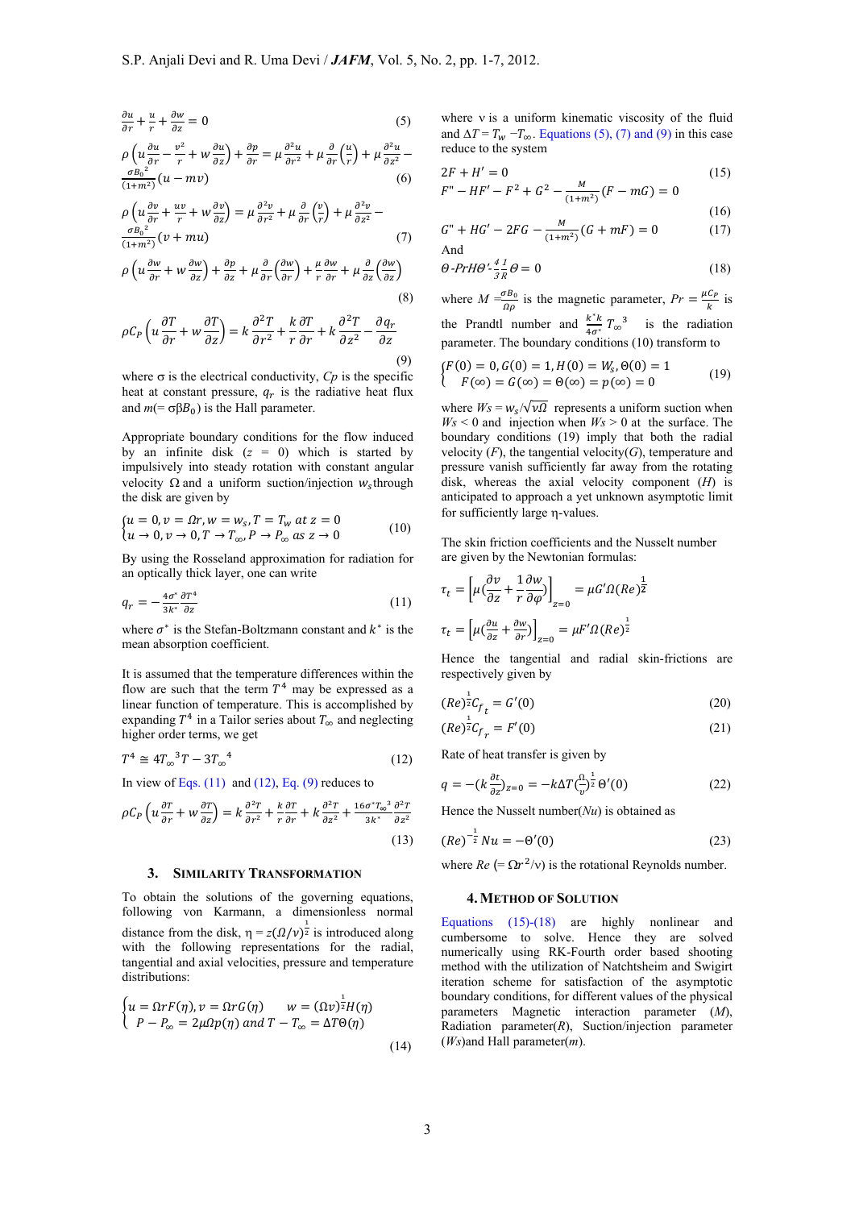$$\frac{\partial u}{\partial r}+\frac{u}{r}+\frac{\partial w}{\partial z}=0 \tag{5}$$

$$\rho\left(u\frac{\partial u}{\partial r}-\frac{v^2}{r}+w\frac{\partial u}{\partial z}\right)+\frac{\partial p}{\partial r}=\mu\frac{\partial^2 u}{\partial r^2}+\mu\frac{\partial}{\partial r}\left(\frac{u}{r}\right)+\mu\frac{\partial^2 u}{\partial z^2}-\frac{\sigma {B_0}^2}{(1+m^2)}(u-mv) \tag{6}$$

$$\rho\left(u\frac{\partial v}{\partial r}+\frac{uv}{r}+w\frac{\partial v}{\partial z}\right)=\mu\frac{\partial^2 v}{\partial r^2}+\mu\frac{\partial}{\partial r}\left(\frac{v}{r}\right)+\mu\frac{\partial^2 v}{\partial z^2}-\frac{\sigma {B_0}^2}{(1+m^2)}(v+mu) \tag{7}$$

$$\rho\left(u\frac{\partial w}{\partial r}+w\frac{\partial w}{\partial z}\right)+\frac{\partial p}{\partial z}+\mu\frac{\partial}{\partial r}\left(\frac{\partial w}{\partial r}\right)+\frac{\mu}{r}\frac{\partial w}{\partial r}+\mu\frac{\partial}{\partial z}\left(\frac{\partial w}{\partial z}\right) \tag{8}$$

$$\rho C_P\left(u\frac{\partial T}{\partial r}+w\frac{\partial T}{\partial z}\right)=k\frac{\partial^2 T}{\partial r^2}+\frac{k}{r}\frac{\partial T}{\partial r}+k\frac{\partial^2 T}{\partial z^2}-\frac{\partial q_r}{\partial z} \tag{9}$$

where σ is the electrical conductivity, $Cp$ is the specific heat at constant pressure, $q_r$ is the radiative heat flux and $m(=\sigma\beta B_0)$ is the Hall parameter.

Appropriate boundary conditions for the flow induced by an infinite disk ($z = 0$) which is started by impulsively into steady rotation with constant angular velocity $\Omega$ and a uniform suction/injection $w_s$ through the disk are given by

$$\begin{cases} u=0, v=\Omega r, w=w_s, T=T_w \ at\ z=0 \\ u\to 0, v\to 0, T\to T_\infty, P\to P_\infty \ as\ z\to 0 \end{cases} \tag{10}$$

By using the Rosseland approximation for radiation for an optically thick layer, one can write

$$q_r=-\frac{4\sigma^*}{3k^*}\frac{\partial T^4}{\partial z} \tag{11}$$

where $\sigma^*$ is the Stefan-Boltzmann constant and $k^*$ is the mean absorption coefficient.

It is assumed that the temperature differences within the flow are such that the term $T^4$ may be expressed as a linear function of temperature. This is accomplished by expanding $T^4$ in a Tailor series about $T_\infty$ and neglecting higher order terms, we get

$$T^4 \cong 4T_\infty{}^3 T-3T_\infty{}^4 \tag{12}$$

In view of Eqs. (11) and (12), Eq. (9) reduces to

$$\rho C_P\left(\frac{\partial T}{\partial r}+w\frac{\partial T}{\partial z}\right)=k\frac{\partial^2 T}{\partial r^2}+\frac{k}{r}\frac{\partial T}{\partial r}+k\frac{\partial^2 T}{\partial z^2}+\frac{16\sigma^* T_\infty{}^3}{3k^*}\frac{\partial^2 T}{\partial z^2} \tag{13}$$

## 3. Similarity Transformation

To obtain the solutions of the governing equations, following von Karmann, a dimensionless normal distance from the disk, $\eta = z(\Omega/\nu)^{\frac{1}{2}}$ is introduced along with the following representations for the radial, tangential and axial velocities, pressure and temperature distributions:

$$\begin{cases} u=\Omega rF(\eta), v=\Omega rG(\eta) \qquad w=(\Omega\nu)^{\frac{1}{2}}H(\eta) \\ P-P_\infty=2\mu\Omega p(\eta)\ and\ T-T_\infty=\Delta T\Theta(\eta) \end{cases} \tag{14}$$

where ν is a uniform kinematic viscosity of the fluid and $\Delta T = T_w - T_\infty$. Equations (5), (7) and (9) in this case reduce to the system

$$2F+H'=0 \tag{15}$$

$$F''-HF'-F^2+G^2-\frac{M}{(1+m^2)}(F-mG)=0 \tag{16}$$

$$G''+HG'-2FG-\frac{M}{(1+m^2)}(G+mF)=0 \tag{17}$$

And

$$\Theta\text{-}Pr H\Theta'\text{-}\frac{4}{3}\frac{1}{R}\Theta=0 \tag{18}$$

where $M=\frac{\sigma B_0}{\Omega\rho}$ is the magnetic parameter, $Pr=\frac{\mu C_P}{k}$ is the Prandtl number and $\frac{k^* k}{4\sigma^*}T_\infty{}^3$ is the radiation parameter. The boundary conditions (10) transform to

$$\begin{cases} F(0)=0, G(0)=1, H(0)=W_s, \Theta(0)=1 \\ F(\infty)=G(\infty)=\Theta(\infty)=p(\infty)=0 \end{cases} \tag{19}$$

where $Ws = w_s/\sqrt{\nu\Omega}$ represents a uniform suction when $Ws < 0$ and injection when $Ws > 0$ at the surface. The boundary conditions (19) imply that both the radial velocity ($F$), the tangential velocity($G$), temperature and pressure vanish sufficiently far away from the rotating disk, whereas the axial velocity component ($H$) is anticipated to approach a yet unknown asymptotic limit for sufficiently large η-values.

The skin friction coefficients and the Nusselt number are given by the Newtonian formulas:

$$\tau_t=\left[\mu\left(\frac{\partial v}{\partial z}+\frac{1}{r}\frac{\partial w}{\partial\varphi}\right)\right]_{z=0}=\mu G'\Omega(Re)^{\frac{1}{2}}$$

$$\tau_t=\left[\mu\left(\frac{\partial u}{\partial z}+\frac{\partial w}{\partial r}\right)\right]_{z=0}=\mu F'\Omega(Re)^{\frac{1}{2}}$$

Hence the tangential and radial skin-frictions are respectively given by

$$(Re)^{\frac{1}{2}}C_{f_t}=G'(0) \tag{20}$$

$$(Re)^{\frac{1}{2}}C_{f_r}=F'(0) \tag{21}$$

Rate of heat transfer is given by

$$q=-\left(k\frac{\partial t}{\partial z}\right)_{z=0}=-k\Delta T\left(\frac{\Omega}{\nu}\right)^{\frac{1}{2}}\Theta'(0) \tag{22}$$

Hence the Nusselt number($Nu$) is obtained as

$$(Re)^{-\frac{1}{2}}Nu=-\Theta'(0) \tag{23}$$

where $Re\ (=\Omega r^2/\nu)$ is the rotational Reynolds number.

## 4. Method of Solution

Equations (15)-(18) are highly nonlinear and cumbersome to solve. Hence they are solved numerically using RK-Fourth order based shooting method with the utilization of Natchtsheim and Swigirt iteration scheme for satisfaction of the asymptotic boundary conditions, for different values of the physical parameters Magnetic interaction parameter ($M$), Radiation parameter($R$), Suction/injection parameter ($Ws$)and Hall parameter($m$).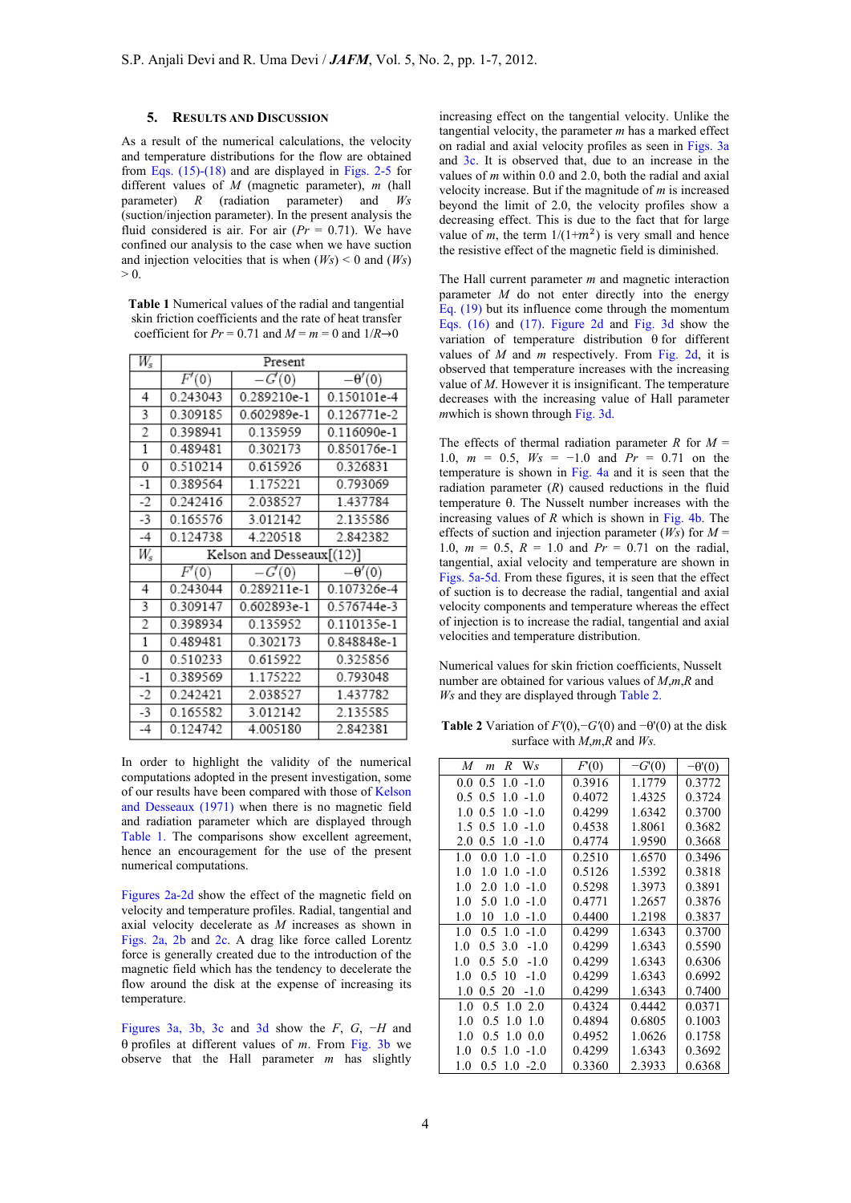## 5. Results and Discussion

As a result of the numerical calculations, the velocity and temperature distributions for the flow are obtained from Eqs. (15)-(18) and are displayed in Figs. 2-5 for different values of $M$ (magnetic parameter), $m$ (hall parameter) $R$ (radiation parameter) and $Ws$ (suction/injection parameter). In the present analysis the fluid considered is air. For air ($Pr$ = 0.71). We have confined our analysis to the case when we have suction and injection velocities that is when ($Ws$) < 0 and ($Ws$) > 0.

**Table 1** Numerical values of the radial and tangential skin friction coefficients and the rate of heat transfer coefficient for $Pr = 0.71$ and $M = m = 0$ and $1/R \rightarrow 0$

| $W_s$ | Present | | |
|---|---|---|---|
| | $F'(0)$ | $-G'(0)$ | $-\theta'(0)$ |
| 4 | 0.243043 | 0.289210e-1 | 0.150101e-4 |
| 3 | 0.309185 | 0.602989e-1 | 0.126771e-2 |
| 2 | 0.398941 | 0.135959 | 0.116090e-1 |
| 1 | 0.489481 | 0.302173 | 0.850176e-1 |
| 0 | 0.510214 | 0.615926 | 0.326831 |
| -1 | 0.389564 | 1.175221 | 0.793069 |
| -2 | 0.242416 | 2.038527 | 1.437784 |
| -3 | 0.165576 | 3.012436 | 2.135586 |
| -4 | 0.124738 | 4.220518 | 2.842382 |
| $W_s$ | Kelson and Desseaux[(12)] | | |
| | $F'(0)$ | $-G'(0)$ | $-\theta'(0)$ |
| 4 | 0.243044 | 0.289211e-1 | 0.107326e-4 |
| 3 | 0.309147 | 0.602893e-1 | 0.576744e-3 |
| 2 | 0.398934 | 0.135952 | 0.110135e-1 |
| 1 | 0.489481 | 0.302173 | 0.848848e-1 |
| 0 | 0.510233 | 0.615922 | 0.325856 |
| -1 | 0.389569 | 1.175222 | 0.793048 |
| -2 | 0.242421 | 2.038527 | 1.437782 |
| -3 | 0.165582 | 3.012142 | 2.135585 |
| -4 | 0.124742 | 4.005180 | 2.842381 |

In order to highlight the validity of the numerical computations adopted in the present investigation, some of our results have been compared with those of Kelson and Desseaux (1971) when there is no magnetic field and radiation parameter which are displayed through Table 1. The comparisons show excellent agreement, hence an encouragement for the use of the present numerical computations.

Figures 2a-2d show the effect of the magnetic field on velocity and temperature profiles. Radial, tangential and axial velocity decelerate as $M$ increases as shown in Figs. 2a, 2b and 2c. A drag like force called Lorentz force is generally created due to the introduction of the magnetic field which has the tendency to decelerate the flow around the disk at the expense of increasing its temperature.

Figures 3a, 3b, 3c and 3d show the $F$, $G$, $-H$ and $\theta$ profiles at different values of $m$. From Fig. 3b we observe that the Hall parameter $m$ has slightly increasing effect on the tangential velocity. Unlike the tangential velocity, the parameter $m$ has a marked effect on radial and axial velocity profiles as seen in Figs. 3a and 3c. It is observed that, due to an increase in the values of $m$ within 0.0 and 2.0, both the radial and axial velocity increase. But if the magnitude of $m$ is increased beyond the limit of 2.0, the velocity profiles show a decreasing effect. This is due to the fact that for large value of $m$, the term $1/(1+m^2)$ is very small and hence the resistive effect of the magnetic field is diminished.

The Hall current parameter $m$ and magnetic interaction parameter $M$ do not enter directly into the energy Eq. (19) but its influence come through the momentum Eqs. (16) and (17). Figure 2d and Fig. 3d show the variation of temperature distribution $\theta$ for different values of $M$ and $m$ respectively. From Fig. 2d, it is observed that temperature increases with the increasing value of $M$. However it is insignificant. The temperature decreases with the increasing value of Hall parameter $m$which is shown through Fig. 3d.

The effects of thermal radiation parameter $R$ for $M$ = 1.0, $m$ = 0.5, $Ws$ = −1.0 and $Pr$ = 0.71 on the temperature is shown in Fig. 4a and it is seen that the radiation parameter ($R$) caused reductions in the fluid temperature $\theta$. The Nusselt number increases with the increasing values of $R$ which is shown in Fig. 4b. The effects of suction and injection parameter ($Ws$) for $M$ = 1.0, $m$ = 0.5, $R$ = 1.0 and $Pr$ = 0.71 on the radial, tangential, axial velocity and temperature are shown in Figs. 5a-5d. From these figures, it is seen that the effect of suction is to decrease the radial, tangential and axial velocity components and temperature whereas the effect of injection is to increase the radial, tangential and axial velocities and temperature distribution.

Numerical values for skin friction coefficients, Nusselt number are obtained for various values of $M$,$m$,$R$ and $Ws$ and they are displayed through Table 2.

**Table 2** Variation of $F'(0)$,$-G'(0)$ and $-\theta'(0)$ at the disk surface with $M$,$m$,$R$ and $Ws$.

| $M$ | $m$ | $R$ | $Ws$ | $F'(0)$ | $-G'(0)$ | $-\theta'(0)$ |
|---|---|---|---|---|---|---|
| 0.0 | 0.5 | 1.0 | -1.0 | 0.3916 | 1.1779 | 0.3772 |
| 0.5 | 0.5 | 1.0 | -1.0 | 0.4072 | 1.4325 | 0.3724 |
| 1.0 | 0.5 | 1.0 | -1.0 | 0.4299 | 1.6342 | 0.3700 |
| 1.5 | 0.5 | 1.0 | -1.0 | 0.4538 | 1.8061 | 0.3682 |
| 2.0 | 0.5 | 1.0 | -1.0 | 0.4774 | 1.9590 | 0.3668 |
| 1.0 | 0.0 | 1.0 | -1.0 | 0.2510 | 1.6570 | 0.3496 |
| 1.0 | 1.0 | 1.0 | -1.0 | 0.5126 | 1.5392 | 0.3818 |
| 1.0 | 2.0 | 1.0 | -1.0 | 0.5298 | 1.3973 | 0.3891 |
| 1.0 | 5.0 | 1.0 | -1.0 | 0.4771 | 1.2657 | 0.3876 |
| 1.0 | 10 | 1.0 | -1.0 | 0.4400 | 1.2198 | 0.3837 |
| 1.0 | 0.5 | 1.0 | -1.0 | 0.4299 | 1.6343 | 0.3700 |
| 1.0 | 0.5 | 3.0 | -1.0 | 0.4299 | 1.6343 | 0.5590 |
| 1.0 | 0.5 | 5.0 | -1.0 | 0.4299 | 1.6343 | 0.6306 |
| 1.0 | 0.5 | 10 | -1.0 | 0.4299 | 1.6343 | 0.6992 |
| 1.0 | 0.5 | 20 | -1.0 | 0.4299 | 1.6343 | 0.7400 |
| 1.0 | 0.5 | 1.0 | 2.0 | 0.4324 | 0.4442 | 0.0371 |
| 1.0 | 0.5 | 1.0 | 1.0 | 0.4894 | 0.6805 | 0.1003 |
| 1.0 | 0.5 | 1.0 | 0.0 | 0.4952 | 1.0626 | 0.1758 |
| 1.0 | 0.5 | 1.0 | -1.0 | 0.4299 | 1.6343 | 0.3692 |
| 1.0 | 0.5 | 1.0 | -2.0 | 0.3360 | 2.3933 | 0.6368 |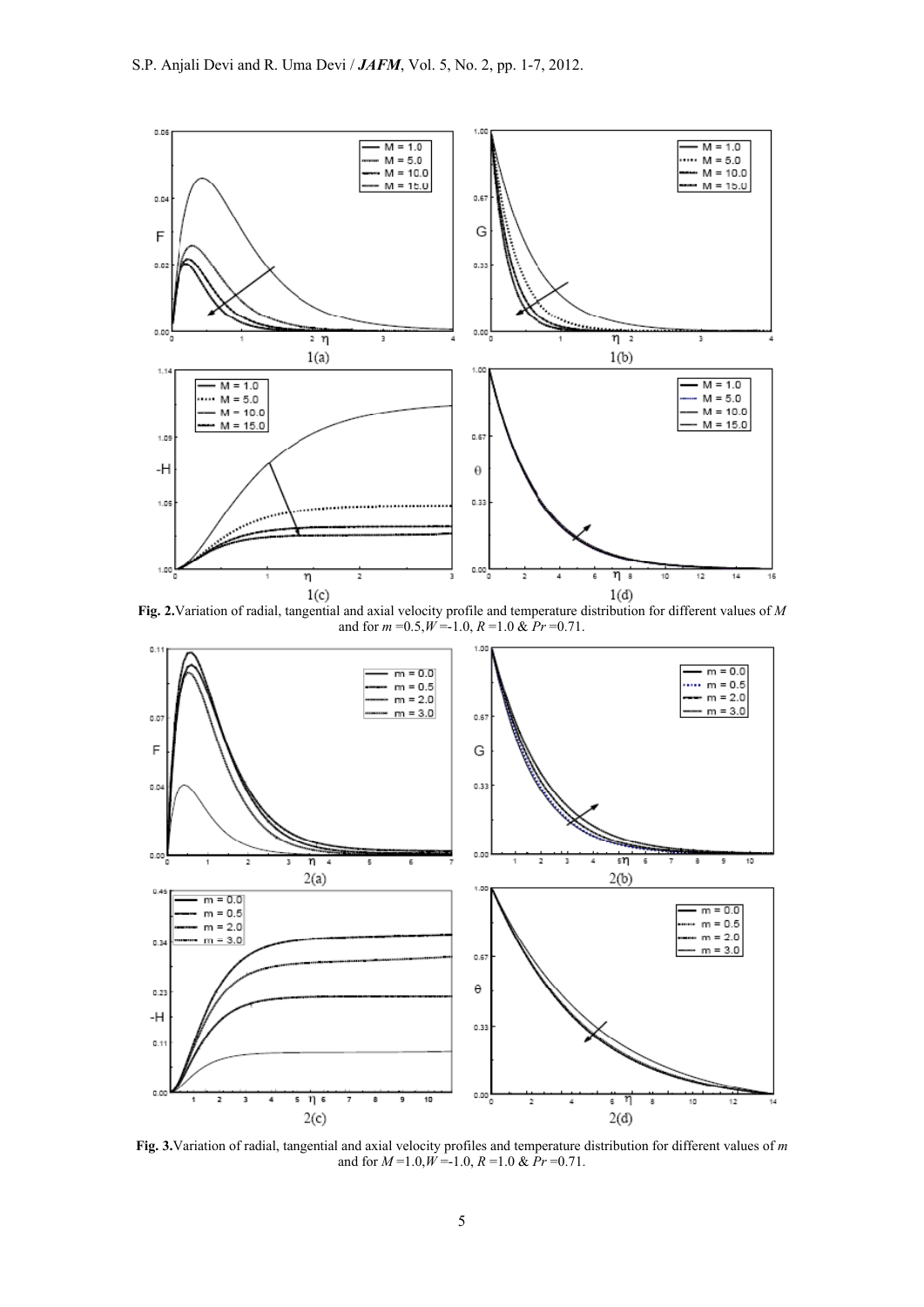**Fig. 2.** Variation of radial, tangential and axial velocity profile and temperature distribution for different values of $M$ and for $m$ =0.5, $W$ =-1.0, $R$ =1.0 & $Pr$ =0.71.

**Fig. 3.** Variation of radial, tangential and axial velocity profiles and temperature distribution for different values of $m$ and for $M$ =1.0, $W$ =-1.0, $R$ =1.0 & $Pr$ =0.71.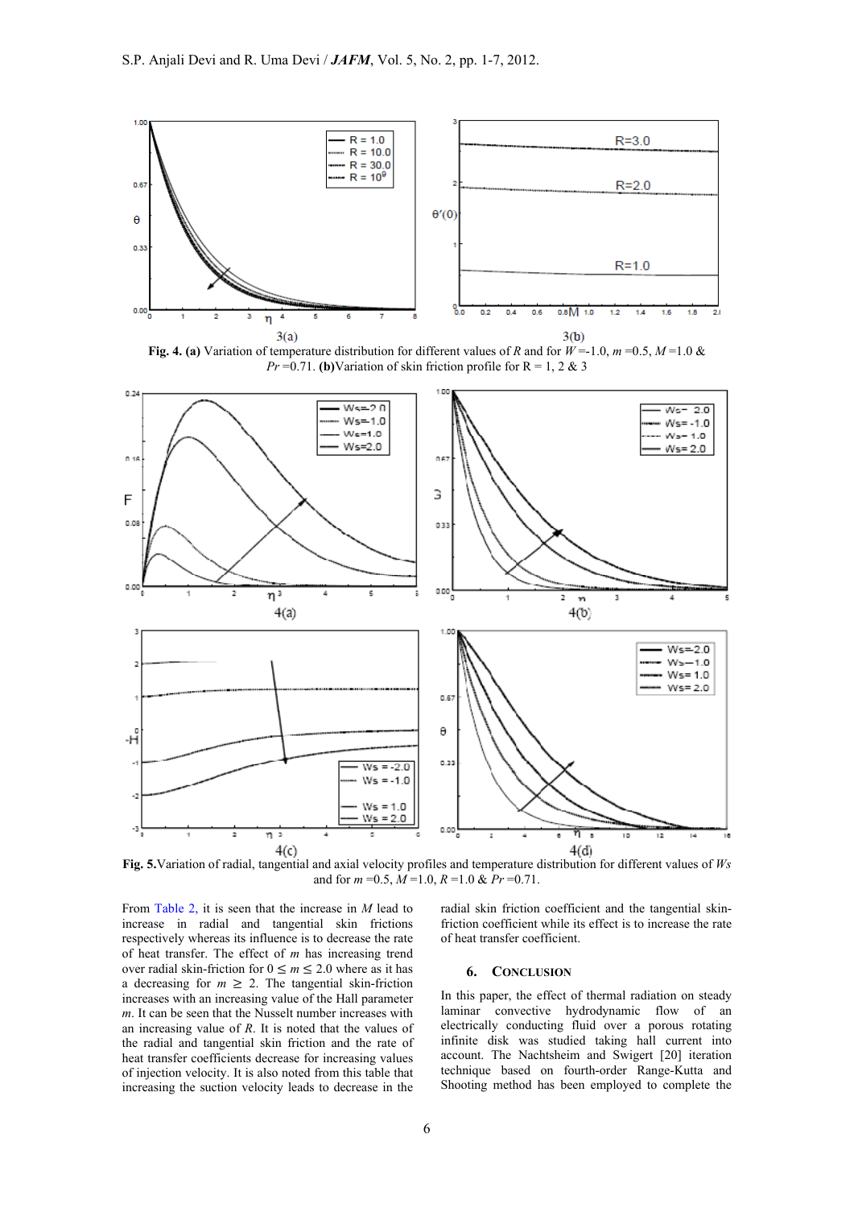3(a) 3(b)

**Fig. 4. (a)** Variation of temperature distribution for different values of $R$ and for $W$ =-1.0, $m$ =0.5, $M$ =1.0 & $Pr$ =0.71. **(b)** Variation of skin friction profile for R = 1, 2 & 3

4(a) 4(b)

4(c) 4(d)

**Fig. 5.** Variation of radial, tangential and axial velocity profiles and temperature distribution for different values of $Ws$ and for $m$ =0.5, $M$ =1.0, $R$ =1.0 & $Pr$ =0.71.

From Table 2, it is seen that the increase in $M$ lead to increase in radial and tangential skin frictions respectively whereas its influence is to decrease the rate of heat transfer. The effect of $m$ has increasing trend over radial skin-friction for $0 \leq m \leq 2.0$ where as it has a decreasing for $m \geq 2$. The tangential skin-friction increases with an increasing value of the Hall parameter $m$. It can be seen that the Nusselt number increases with an increasing value of $R$. It is noted that the values of the radial and tangential skin friction and the rate of heat transfer coefficients decrease for increasing values of injection velocity. It is also noted from this table that increasing the suction velocity leads to decrease in the radial skin friction coefficient and the tangential skin-friction coefficient while its effect is to increase the rate of heat transfer coefficient.

## 6. Conclusion

In this paper, the effect of thermal radiation on steady laminar convective hydrodynamic flow of an electrically conducting fluid over a porous rotating infinite disk was studied taking hall current into account. The Nachtsheim and Swigert [20] iteration technique based on fourth-order Range-Kutta and Shooting method has been employed to complete the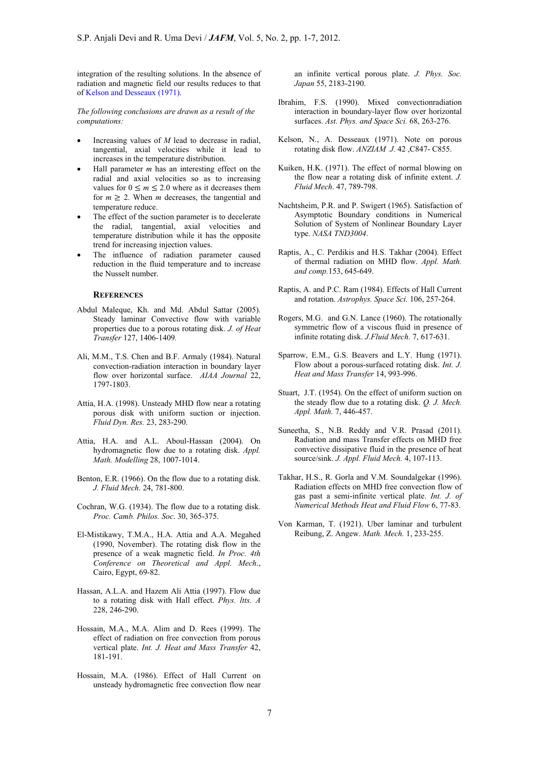integration of the resulting solutions. In the absence of radiation and magnetic field our results reduces to that of Kelson and Desseaux (1971).

*The following conclusions are drawn as a result of the computations:*

- Increasing values of $M$ lead to decrease in radial, tangential, axial velocities while it lead to increases in the temperature distribution.
- Hall parameter $m$ has an interesting effect on the radial and axial velocities so as to increasing values for $0 \leq m \leq 2.0$ where as it decreases them for $m \geq 2$. When $m$ decreases, the tangential and temperature reduce.
- The effect of the suction parameter is to decelerate the radial, tangential, axial velocities and temperature distribution while it has the opposite trend for increasing injection values.
- The influence of radiation parameter caused reduction in the fluid temperature and to increase the Nusselt number.

## References

Abdul Maleque, Kh. and Md. Abdul Sattar (2005). Steady laminar Convective flow with variable properties due to a porous rotating disk. *J. of Heat Transfer* 127, 1406-1409.

Ali, M.M., T.S. Chen and B.F. Armaly (1984). Natural convection-radiation interaction in boundary layer flow over horizontal surface. *AIAA Journal* 22, 1797-1803.

Attia, H.A. (1998). Unsteady MHD flow near a rotating porous disk with uniform suction or injection. *Fluid Dyn. Res.* 23, 283-290.

Attia, H.A. and A.L. Aboul-Hassan (2004). On hydromagnetic flow due to a rotating disk. *Appl. Math. Modelling* 28, 1007-1014.

Benton, E.R. (1966). On the flow due to a rotating disk. *J. Fluid Mech*. 24, 781-800.

Cochran, W.G. (1934). The flow due to a rotating disk. *Proc. Camb. Philos. Soc*. 30, 365-375.

El-Mistikawy, T.M.A., H.A. Attia and A.A. Megahed (1990, November). The rotating disk flow in the presence of a weak magnetic field. *In Proc. 4th Conference on Theoretical and Appl. Mech*., Cairo, Egypt, 69-82.

Hassan, A.L.A. and Hazem Ali Attia (1997). Flow due to a rotating disk with Hall effect. *Phys. ltts. A* 228, 246-290.

Hossain, M.A., M.A. Alim and D. Rees (1999). The effect of radiation on free convection from porous vertical plate. *Int. J. Heat and Mass Transfer* 42, 181-191.

Hossain, M.A. (1986). Effect of Hall Current on unsteady hydromagnetic free convection flow near an infinite vertical porous plate. *J. Phys. Soc. Japan* 55, 2183-2190.

Ibrahim, F.S. (1990). Mixed convectionradiation interaction in boundary-layer flow over horizontal surfaces. *Ast. Phys. and Space Sci.* 68, 263-276.

Kelson, N., A. Desseaux (1971). Note on porous rotating disk flow. *ANZIAM J.* 42 ,C847- C855.

Kuiken, H.K. (1971). The effect of normal blowing on the flow near a rotating disk of infinite extent. *J. Fluid Mech*. 47, 789-798.

Nachtsheim, P.R. and P. Swigert (1965). Satisfaction of Asymptotic Boundary conditions in Numerical Solution of System of Nonlinear Boundary Layer type. *NASA TND3004*.

Raptis, A., C. Perdikis and H.S. Takhar (2004). Effect of thermal radiation on MHD flow. *Appl. Math. and comp.*153, 645-649.

Raptis, A. and P.C. Ram (1984). Effects of Hall Current and rotation. *Astrophys. Space Sci.* 106, 257-264.

Rogers, M.G. and G.N. Lance (1960). The rotationally symmetric flow of a viscous fluid in presence of infinite rotating disk. *J.Fluid Mech.* 7, 617-631.

Sparrow, E.M., G.S. Beavers and L.Y. Hung (1971). Flow about a porous-surfaced rotating disk. *Int. J. Heat and Mass Transfer* 14, 993-996.

Stuart, J.T. (1954). On the effect of uniform suction on the steady flow due to a rotating disk. *Q. J. Mech. Appl. Math.* 7, 446-457.

Suneetha, S., N.B. Reddy and V.R. Prasad (2011). Radiation and mass Transfer effects on MHD free convective dissipative fluid in the presence of heat source/sink. *J. Appl. Fluid Mech.* 4, 107-113.

Takhar, H.S., R. Gorla and V.M. Soundalgekar (1996). Radiation effects on MHD free convection flow of gas past a semi-infinite vertical plate. *Int. J. of Numerical Methods Heat and Fluid Flow* 6, 77-83.

Von Karman, T. (1921). Uber laminar and turbulent Reibung, Z. Angew. *Math. Mech.* 1, 233-255.